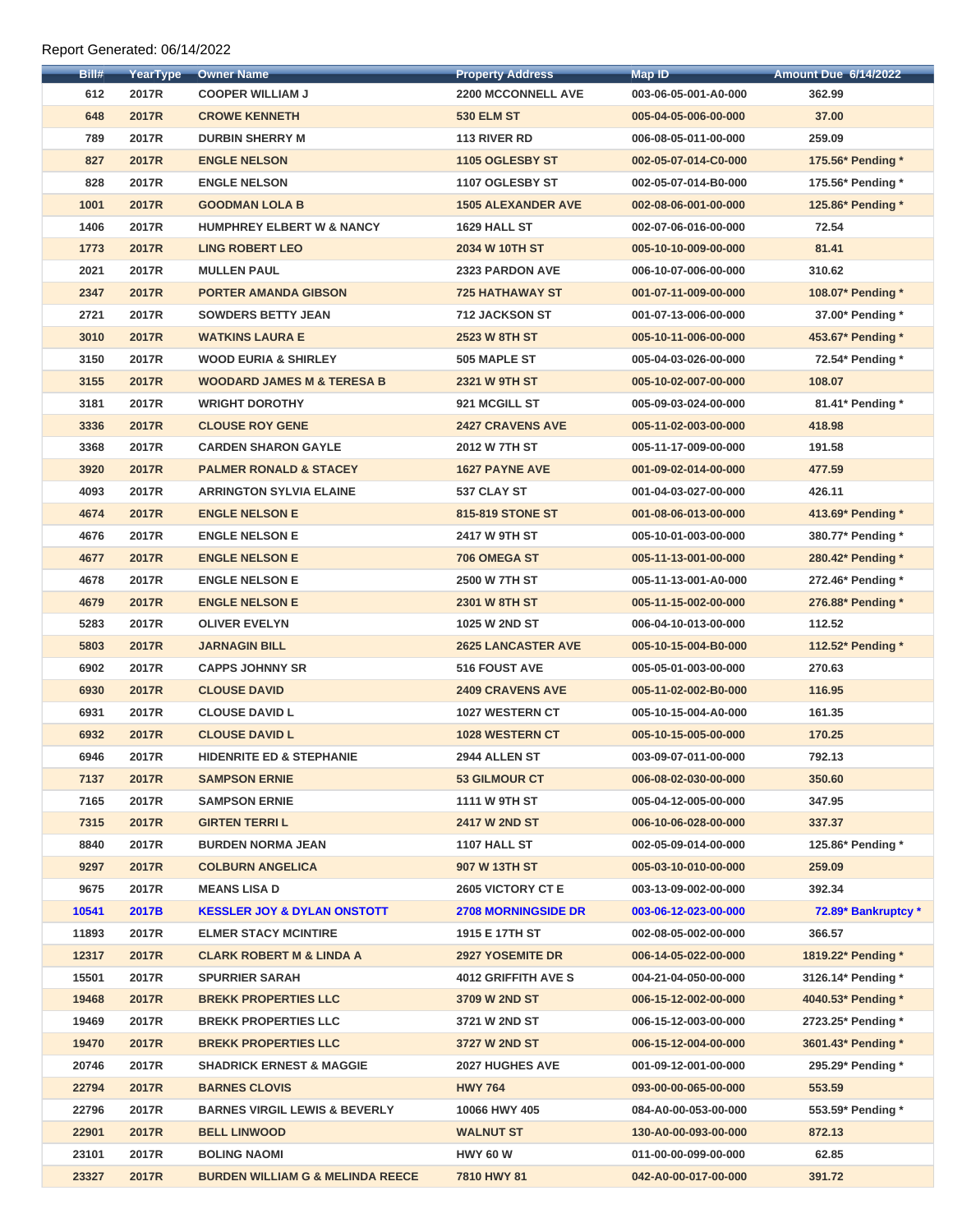Report Generated: 06/14/2022

| Bill# | YearType | Owner Name | Property Address | Map ID | Amount Due 6/14/2022 |
|---|---|---|---|---|---|
| 612 | 2017R | COOPER WILLIAM J | 2200 MCCONNELL AVE | 003-06-05-001-A0-000 | 362.99 |
| 648 | 2017R | CROWE KENNETH | 530 ELM ST | 005-04-05-006-00-000 | 37.00 |
| 789 | 2017R | DURBIN SHERRY M | 113 RIVER RD | 006-08-05-011-00-000 | 259.09 |
| 827 | 2017R | ENGLE NELSON | 1105 OGLESBY ST | 002-05-07-014-C0-000 | 175.56* Pending * |
| 828 | 2017R | ENGLE NELSON | 1107 OGLESBY ST | 002-05-07-014-B0-000 | 175.56* Pending * |
| 1001 | 2017R | GOODMAN LOLA B | 1505 ALEXANDER AVE | 002-08-06-001-00-000 | 125.86* Pending * |
| 1406 | 2017R | HUMPHREY ELBERT W & NANCY | 1629 HALL ST | 002-07-06-016-00-000 | 72.54 |
| 1773 | 2017R | LING ROBERT LEO | 2034 W 10TH ST | 005-10-10-009-00-000 | 81.41 |
| 2021 | 2017R | MULLEN PAUL | 2323 PARDON AVE | 006-10-07-006-00-000 | 310.62 |
| 2347 | 2017R | PORTER AMANDA GIBSON | 725 HATHAWAY ST | 001-07-11-009-00-000 | 108.07* Pending * |
| 2721 | 2017R | SOWDERS BETTY JEAN | 712 JACKSON ST | 001-07-13-006-00-000 | 37.00* Pending * |
| 3010 | 2017R | WATKINS LAURA E | 2523 W 8TH ST | 005-10-11-006-00-000 | 453.67* Pending * |
| 3150 | 2017R | WOOD EURIA & SHIRLEY | 505 MAPLE ST | 005-04-03-026-00-000 | 72.54* Pending * |
| 3155 | 2017R | WOODARD JAMES M & TERESA B | 2321 W 9TH ST | 005-10-02-007-00-000 | 108.07 |
| 3181 | 2017R | WRIGHT DOROTHY | 921 MCGILL ST | 005-09-03-024-00-000 | 81.41* Pending * |
| 3336 | 2017R | CLOUSE ROY GENE | 2427 CRAVENS AVE | 005-11-02-003-00-000 | 418.98 |
| 3368 | 2017R | CARDEN SHARON GAYLE | 2012 W 7TH ST | 005-11-17-009-00-000 | 191.58 |
| 3920 | 2017R | PALMER RONALD & STACEY | 1627 PAYNE AVE | 001-09-02-014-00-000 | 477.59 |
| 4093 | 2017R | ARRINGTON SYLVIA ELAINE | 537 CLAY ST | 001-04-03-027-00-000 | 426.11 |
| 4674 | 2017R | ENGLE NELSON E | 815-819 STONE ST | 001-08-06-013-00-000 | 413.69* Pending * |
| 4676 | 2017R | ENGLE NELSON E | 2417 W 9TH ST | 005-10-01-003-00-000 | 380.77* Pending * |
| 4677 | 2017R | ENGLE NELSON E | 706 OMEGA ST | 005-11-13-001-00-000 | 280.42* Pending * |
| 4678 | 2017R | ENGLE NELSON E | 2500 W 7TH ST | 005-11-13-001-A0-000 | 272.46* Pending * |
| 4679 | 2017R | ENGLE NELSON E | 2301 W 8TH ST | 005-11-15-002-00-000 | 276.88* Pending * |
| 5283 | 2017R | OLIVER EVELYN | 1025 W 2ND ST | 006-04-10-013-00-000 | 112.52 |
| 5803 | 2017R | JARNAGIN BILL | 2625 LANCASTER AVE | 005-10-15-004-B0-000 | 112.52* Pending * |
| 6902 | 2017R | CAPPS JOHNNY SR | 516 FOUST AVE | 005-05-01-003-00-000 | 270.63 |
| 6930 | 2017R | CLOUSE DAVID | 2409 CRAVENS AVE | 005-11-02-002-B0-000 | 116.95 |
| 6931 | 2017R | CLOUSE DAVID L | 1027 WESTERN CT | 005-10-15-004-A0-000 | 161.35 |
| 6932 | 2017R | CLOUSE DAVID L | 1028 WESTERN CT | 005-10-15-005-00-000 | 170.25 |
| 6946 | 2017R | HIDENRITE ED & STEPHANIE | 2944 ALLEN ST | 003-09-07-011-00-000 | 792.13 |
| 7137 | 2017R | SAMPSON ERNIE | 53 GILMOUR CT | 006-08-02-030-00-000 | 350.60 |
| 7165 | 2017R | SAMPSON ERNIE | 1111 W 9TH ST | 005-04-12-005-00-000 | 347.95 |
| 7315 | 2017R | GIRTEN TERRI L | 2417 W 2ND ST | 006-10-06-028-00-000 | 337.37 |
| 8840 | 2017R | BURDEN NORMA JEAN | 1107 HALL ST | 002-05-09-014-00-000 | 125.86* Pending * |
| 9297 | 2017R | COLBURN ANGELICA | 907 W 13TH ST | 005-03-10-010-00-000 | 259.09 |
| 9675 | 2017R | MEANS LISA D | 2605 VICTORY CT E | 003-13-09-002-00-000 | 392.34 |
| 10541 | 2017B | KESSLER JOY & DYLAN ONSTOTT | 2708 MORNINGSIDE DR | 003-06-12-023-00-000 | 72.89* Bankruptcy * |
| 11893 | 2017R | ELMER STACY MCINTIRE | 1915 E 17TH ST | 002-08-05-002-00-000 | 366.57 |
| 12317 | 2017R | CLARK ROBERT M & LINDA A | 2927 YOSEMITE DR | 006-14-05-022-00-000 | 1819.22* Pending * |
| 15501 | 2017R | SPURRIER SARAH | 4012 GRIFFITH AVE S | 004-21-04-050-00-000 | 3126.14* Pending * |
| 19468 | 2017R | BREKK PROPERTIES LLC | 3709 W 2ND ST | 006-15-12-002-00-000 | 4040.53* Pending * |
| 19469 | 2017R | BREKK PROPERTIES LLC | 3721 W 2ND ST | 006-15-12-003-00-000 | 2723.25* Pending * |
| 19470 | 2017R | BREKK PROPERTIES LLC | 3727 W 2ND ST | 006-15-12-004-00-000 | 3601.43* Pending * |
| 20746 | 2017R | SHADRICK ERNEST & MAGGIE | 2027 HUGHES AVE | 001-09-12-001-00-000 | 295.29* Pending * |
| 22794 | 2017R | BARNES CLOVIS | HWY 764 | 093-00-00-065-00-000 | 553.59 |
| 22796 | 2017R | BARNES VIRGIL LEWIS & BEVERLY | 10066 HWY 405 | 084-A0-00-053-00-000 | 553.59* Pending * |
| 22901 | 2017R | BELL LINWOOD | WALNUT ST | 130-A0-00-093-00-000 | 872.13 |
| 23101 | 2017R | BOLING NAOMI | HWY 60 W | 011-00-00-099-00-000 | 62.85 |
| 23327 | 2017R | BURDEN WILLIAM G & MELINDA REECE | 7810 HWY 81 | 042-A0-00-017-00-000 | 391.72 |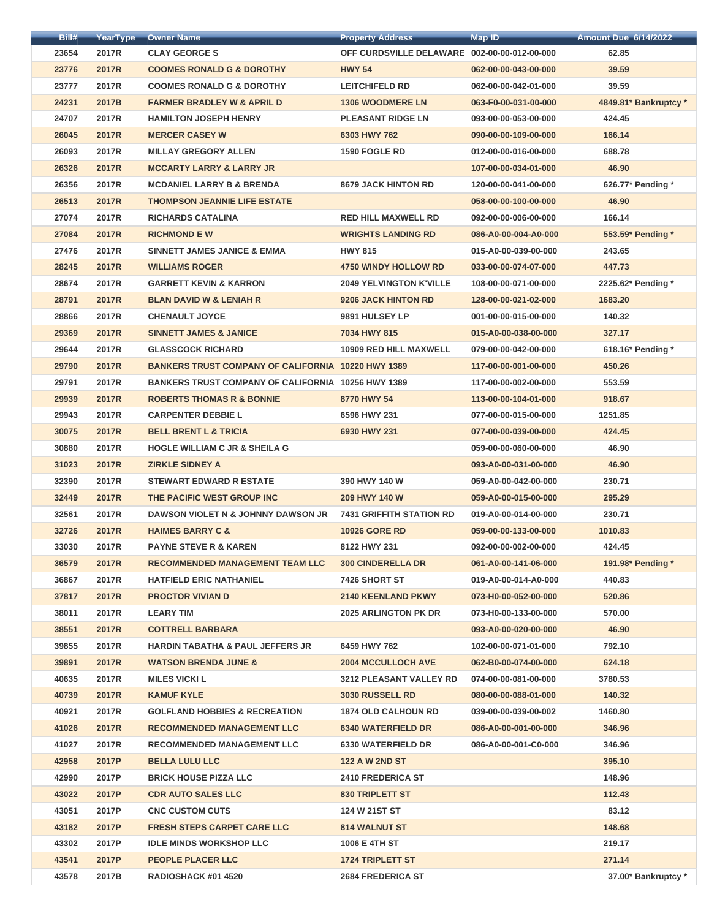| Bill# | YearType | Owner Name | Property Address | Map ID | Amount Due 6/14/2022 |
|---|---|---|---|---|---|
| 23654 | 2017R | CLAY GEORGE S | OFF CURDSVILLE DELAWARE | 002-00-00-012-00-000 | 62.85 |
| 23776 | 2017R | COOMES RONALD G & DOROTHY | HWY 54 | 062-00-00-043-00-000 | 39.59 |
| 23777 | 2017R | COOMES RONALD G & DOROTHY | LEITCHIFELD RD | 062-00-00-042-01-000 | 39.59 |
| 24231 | 2017B | FARMER BRADLEY W & APRIL D | 1306 WOODMERE LN | 063-F0-00-031-00-000 | 4849.81* Bankruptcy * |
| 24707 | 2017R | HAMILTON JOSEPH HENRY | PLEASANT RIDGE LN | 093-00-00-053-00-000 | 424.45 |
| 26045 | 2017R | MERCER CASEY W | 6303 HWY 762 | 090-00-00-109-00-000 | 166.14 |
| 26093 | 2017R | MILLAY GREGORY ALLEN | 1590 FOGLE RD | 012-00-00-016-00-000 | 688.78 |
| 26326 | 2017R | MCCARTY LARRY & LARRY JR | | 107-00-00-034-01-000 | 46.90 |
| 26356 | 2017R | MCDANIEL LARRY B & BRENDA | 8679 JACK HINTON RD | 120-00-00-041-00-000 | 626.77* Pending * |
| 26513 | 2017R | THOMPSON JEANNIE LIFE ESTATE | | 058-00-00-100-00-000 | 46.90 |
| 27074 | 2017R | RICHARDS CATALINA | RED HILL MAXWELL RD | 092-00-00-006-00-000 | 166.14 |
| 27084 | 2017R | RICHMOND E W | WRIGHTS LANDING RD | 086-A0-00-004-A0-000 | 553.59* Pending * |
| 27476 | 2017R | SINNETT JAMES JANICE & EMMA | HWY 815 | 015-A0-00-039-00-000 | 243.65 |
| 28245 | 2017R | WILLIAMS ROGER | 4750 WINDY HOLLOW RD | 033-00-00-074-07-000 | 447.73 |
| 28674 | 2017R | GARRETT KEVIN & KARRON | 2049 YELVINGTON K'VILLE | 108-00-00-071-00-000 | 2225.62* Pending * |
| 28791 | 2017R | BLAN DAVID W & LENIAH R | 9206 JACK HINTON RD | 128-00-00-021-02-000 | 1683.20 |
| 28866 | 2017R | CHENAULT JOYCE | 9891 HULSEY LP | 001-00-00-015-00-000 | 140.32 |
| 29369 | 2017R | SINNETT JAMES & JANICE | 7034 HWY 815 | 015-A0-00-038-00-000 | 327.17 |
| 29644 | 2017R | GLASSCOCK RICHARD | 10909 RED HILL MAXWELL | 079-00-00-042-00-000 | 618.16* Pending * |
| 29790 | 2017R | BANKERS TRUST COMPANY OF CALIFORNIA | 10220 HWY 1389 | 117-00-00-001-00-000 | 450.26 |
| 29791 | 2017R | BANKERS TRUST COMPANY OF CALIFORNIA | 10256 HWY 1389 | 117-00-00-002-00-000 | 553.59 |
| 29939 | 2017R | ROBERTS THOMAS R & BONNIE | 8770 HWY 54 | 113-00-00-104-01-000 | 918.67 |
| 29943 | 2017R | CARPENTER DEBBIE L | 6596 HWY 231 | 077-00-00-015-00-000 | 1251.85 |
| 30075 | 2017R | BELL BRENT L & TRICIA | 6930 HWY 231 | 077-00-00-039-00-000 | 424.45 |
| 30880 | 2017R | HOGLE WILLIAM C JR & SHEILA G | | 059-00-00-060-00-000 | 46.90 |
| 31023 | 2017R | ZIRKLE SIDNEY A | | 093-A0-00-031-00-000 | 46.90 |
| 32390 | 2017R | STEWART EDWARD R ESTATE | 390 HWY 140 W | 059-A0-00-042-00-000 | 230.71 |
| 32449 | 2017R | THE PACIFIC WEST GROUP INC | 209 HWY 140 W | 059-A0-00-015-00-000 | 295.29 |
| 32561 | 2017R | DAWSON VIOLET N & JOHNNY DAWSON JR | 7431 GRIFFITH STATION RD | 019-A0-00-014-00-000 | 230.71 |
| 32726 | 2017R | HAIMES BARRY C & | 10926 GORE RD | 059-00-00-133-00-000 | 1010.83 |
| 33030 | 2017R | PAYNE STEVE R & KAREN | 8122 HWY 231 | 092-00-00-002-00-000 | 424.45 |
| 36579 | 2017R | RECOMMENDED MANAGEMENT TEAM LLC | 300 CINDERELLA DR | 061-A0-00-141-06-000 | 191.98* Pending * |
| 36867 | 2017R | HATFIELD ERIC NATHANIEL | 7426 SHORT ST | 019-A0-00-014-A0-000 | 440.83 |
| 37817 | 2017R | PROCTOR VIVIAN D | 2140 KEENLAND PKWY | 073-H0-00-052-00-000 | 520.86 |
| 38011 | 2017R | LEARY TIM | 2025 ARLINGTON PK DR | 073-H0-00-133-00-000 | 570.00 |
| 38551 | 2017R | COTTRELL BARBARA | | 093-A0-00-020-00-000 | 46.90 |
| 39855 | 2017R | HARDIN TABATHA & PAUL JEFFERS JR | 6459 HWY 762 | 102-00-00-071-01-000 | 792.10 |
| 39891 | 2017R | WATSON BRENDA JUNE & | 2004 MCCULLOCH AVE | 062-B0-00-074-00-000 | 624.18 |
| 40635 | 2017R | MILES VICKI L | 3212 PLEASANT VALLEY RD | 074-00-00-081-00-000 | 3780.53 |
| 40739 | 2017R | KAMUF KYLE | 3030 RUSSELL RD | 080-00-00-088-01-000 | 140.32 |
| 40921 | 2017R | GOLFLAND HOBBIES & RECREATION | 1874 OLD CALHOUN RD | 039-00-00-039-00-002 | 1460.80 |
| 41026 | 2017R | RECOMMENDED MANAGEMENT LLC | 6340 WATERFIELD DR | 086-A0-00-001-00-000 | 346.96 |
| 41027 | 2017R | RECOMMENDED MANAGEMENT LLC | 6330 WATERFIELD DR | 086-A0-00-001-C0-000 | 346.96 |
| 42958 | 2017P | BELLA LULU LLC | 122 A W 2ND ST | | 395.10 |
| 42990 | 2017P | BRICK HOUSE PIZZA LLC | 2410 FREDERICA ST | | 148.96 |
| 43022 | 2017P | CDR AUTO SALES LLC | 830 TRIPLETT ST | | 112.43 |
| 43051 | 2017P | CNC CUSTOM CUTS | 124 W 21ST ST | | 83.12 |
| 43182 | 2017P | FRESH STEPS CARPET CARE LLC | 814 WALNUT ST | | 148.68 |
| 43302 | 2017P | IDLE MINDS WORKSHOP LLC | 1006 E 4TH ST | | 219.17 |
| 43541 | 2017P | PEOPLE PLACER LLC | 1724 TRIPLETT ST | | 271.14 |
| 43578 | 2017B | RADIOSHACK #01 4520 | 2684 FREDERICA ST | | 37.00* Bankruptcy * |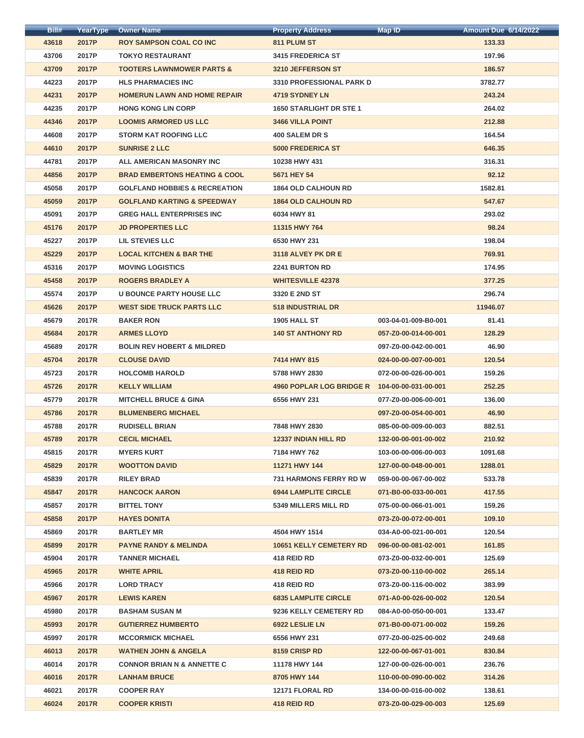| Bill# | YearType | Owner Name | Property Address | Map ID | Amount Due 6/14/2022 |
|---|---|---|---|---|---|
| 43618 | 2017P | ROY SAMPSON COAL CO INC | 811 PLUM ST | | 133.33 |
| 43706 | 2017P | TOKYO RESTAURANT | 3415 FREDERICA ST | | 197.96 |
| 43709 | 2017P | TOOTERS LAWNMOWER PARTS & | 3210 JEFFERSON ST | | 186.57 |
| 44223 | 2017P | HLS PHARMACIES INC | 3310 PROFESSIONAL PARK D | | 3782.77 |
| 44231 | 2017P | HOMERUN LAWN AND HOME REPAIR | 4719 SYDNEY LN | | 243.24 |
| 44235 | 2017P | HONG KONG LIN CORP | 1650 STARLIGHT DR STE 1 | | 264.02 |
| 44346 | 2017P | LOOMIS ARMORED US LLC | 3466 VILLA POINT | | 212.88 |
| 44608 | 2017P | STORM KAT ROOFING LLC | 400 SALEM DR S | | 164.54 |
| 44610 | 2017P | SUNRISE 2 LLC | 5000 FREDERICA ST | | 646.35 |
| 44781 | 2017P | ALL AMERICAN MASONRY INC | 10238 HWY 431 | | 316.31 |
| 44856 | 2017P | BRAD EMBERTONS HEATING & COOL | 5671 HEY 54 | | 92.12 |
| 45058 | 2017P | GOLFLAND HOBBIES & RECREATION | 1864 OLD CALHOUN RD | | 1582.81 |
| 45059 | 2017P | GOLFLAND KARTING & SPEEDWAY | 1864 OLD CALHOUN RD | | 547.67 |
| 45091 | 2017P | GREG HALL ENTERPRISES INC | 6034 HWY 81 | | 293.02 |
| 45176 | 2017P | JD PROPERTIES LLC | 11315 HWY 764 | | 98.24 |
| 45227 | 2017P | LIL STEVIES LLC | 6530 HWY 231 | | 198.04 |
| 45229 | 2017P | LOCAL KITCHEN & BAR THE | 3118 ALVEY PK DR E | | 769.91 |
| 45316 | 2017P | MOVING LOGISTICS | 2241 BURTON RD | | 174.95 |
| 45458 | 2017P | ROGERS BRADLEY A | WHITESVILLE 42378 | | 377.25 |
| 45574 | 2017P | U BOUNCE PARTY HOUSE LLC | 3320 E 2ND ST | | 296.74 |
| 45626 | 2017P | WEST SIDE TRUCK PARTS LLC | 518 INDUSTRIAL DR | | 11946.07 |
| 45679 | 2017R | BAKER RON | 1905 HALL ST | 003-04-01-009-B0-001 | 81.41 |
| 45684 | 2017R | ARMES LLOYD | 140 ST ANTHONY RD | 057-Z0-00-014-00-001 | 128.29 |
| 45689 | 2017R | BOLIN REV HOBERT & MILDRED | | 097-Z0-00-042-00-001 | 46.90 |
| 45704 | 2017R | CLOUSE DAVID | 7414 HWY 815 | 024-00-00-007-00-001 | 120.54 |
| 45723 | 2017R | HOLCOMB HAROLD | 5788 HWY 2830 | 072-00-00-026-00-001 | 159.26 |
| 45726 | 2017R | KELLY WILLIAM | 4960 POPLAR LOG BRIDGE R | 104-00-00-031-00-001 | 252.25 |
| 45779 | 2017R | MITCHELL BRUCE & GINA | 6556 HWY 231 | 077-Z0-00-006-00-001 | 136.00 |
| 45786 | 2017R | BLUMENBERG MICHAEL | | 097-Z0-00-054-00-001 | 46.90 |
| 45788 | 2017R | RUDISELL BRIAN | 7848 HWY 2830 | 085-00-00-009-00-003 | 882.51 |
| 45789 | 2017R | CECIL MICHAEL | 12337 INDIAN HILL RD | 132-00-00-001-00-002 | 210.92 |
| 45815 | 2017R | MYERS KURT | 7184 HWY 762 | 103-00-00-006-00-003 | 1091.68 |
| 45829 | 2017R | WOOTTON DAVID | 11271 HWY 144 | 127-00-00-048-00-001 | 1288.01 |
| 45839 | 2017R | RILEY BRAD | 731 HARMONS FERRY RD W | 059-00-00-067-00-002 | 533.78 |
| 45847 | 2017R | HANCOCK AARON | 6944 LAMPLITE CIRCLE | 071-B0-00-033-00-001 | 417.55 |
| 45857 | 2017R | BITTEL TONY | 5349 MILLERS MILL RD | 075-00-00-066-01-001 | 159.26 |
| 45858 | 2017P | HAYES DONITA | | 073-Z0-00-072-00-001 | 109.10 |
| 45869 | 2017R | BARTLEY MR | 4504 HWY 1514 | 034-A0-00-021-00-001 | 120.54 |
| 45899 | 2017R | PAYNE RANDY & MELINDA | 10651 KELLY CEMETERY RD | 096-00-00-081-02-001 | 161.85 |
| 45904 | 2017R | TANNER MICHAEL | 418 REID RD | 073-Z0-00-032-00-001 | 125.69 |
| 45965 | 2017R | WHITE APRIL | 418 REID RD | 073-Z0-00-110-00-002 | 265.14 |
| 45966 | 2017R | LORD TRACY | 418 REID RD | 073-Z0-00-116-00-002 | 383.99 |
| 45967 | 2017R | LEWIS KAREN | 6835 LAMPLITE CIRCLE | 071-A0-00-026-00-002 | 120.54 |
| 45980 | 2017R | BASHAM SUSAN M | 9236 KELLY CEMETERY RD | 084-A0-00-050-00-001 | 133.47 |
| 45993 | 2017R | GUTIERREZ HUMBERTO | 6922 LESLIE LN | 071-B0-00-071-00-002 | 159.26 |
| 45997 | 2017R | MCCORMICK MICHAEL | 6556 HWY 231 | 077-Z0-00-025-00-002 | 249.68 |
| 46013 | 2017R | WATHEN JOHN & ANGELA | 8159 CRISP RD | 122-00-00-067-01-001 | 830.84 |
| 46014 | 2017R | CONNOR BRIAN N & ANNETTE C | 11178 HWY 144 | 127-00-00-026-00-001 | 236.76 |
| 46016 | 2017R | LANHAM BRUCE | 8705 HWY 144 | 110-00-00-090-00-002 | 314.26 |
| 46021 | 2017R | COOPER RAY | 12171 FLORAL RD | 134-00-00-016-00-002 | 138.61 |
| 46024 | 2017R | COOPER KRISTI | 418 REID RD | 073-Z0-00-029-00-003 | 125.69 |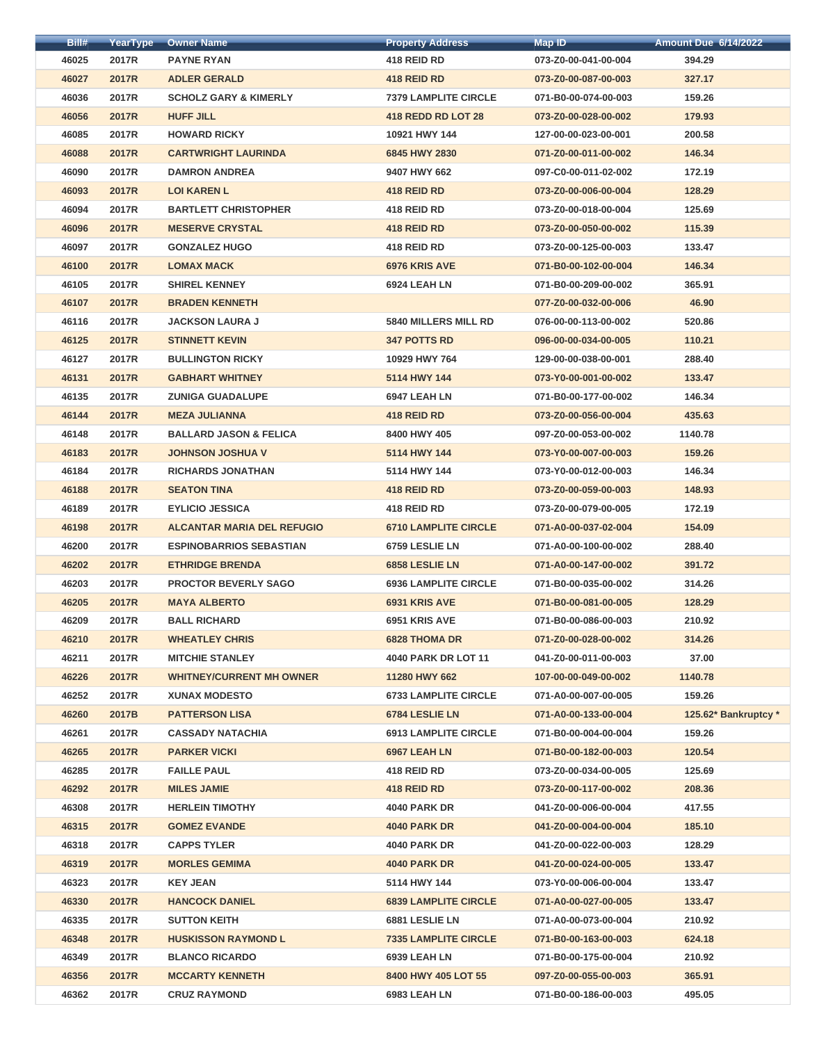| Bill# | YearType | Owner Name | Property Address | Map ID | Amount Due 6/14/2022 |
|---|---|---|---|---|---|
| 46025 | 2017R | PAYNE RYAN | 418 REID RD | 073-Z0-00-041-00-004 | 394.29 |
| 46027 | 2017R | ADLER GERALD | 418 REID RD | 073-Z0-00-087-00-003 | 327.17 |
| 46036 | 2017R | SCHOLZ GARY & KIMERLY | 7379 LAMPLITE CIRCLE | 071-B0-00-074-00-003 | 159.26 |
| 46056 | 2017R | HUFF JILL | 418 REDD RD LOT 28 | 073-Z0-00-028-00-002 | 179.93 |
| 46085 | 2017R | HOWARD RICKY | 10921 HWY 144 | 127-00-00-023-00-001 | 200.58 |
| 46088 | 2017R | CARTWRIGHT LAURINDA | 6845 HWY 2830 | 071-Z0-00-011-00-002 | 146.34 |
| 46090 | 2017R | DAMRON ANDREA | 9407 HWY 662 | 097-C0-00-011-02-002 | 172.19 |
| 46093 | 2017R | LOI KAREN L | 418 REID RD | 073-Z0-00-006-00-004 | 128.29 |
| 46094 | 2017R | BARTLETT CHRISTOPHER | 418 REID RD | 073-Z0-00-018-00-004 | 125.69 |
| 46096 | 2017R | MESERVE CRYSTAL | 418 REID RD | 073-Z0-00-050-00-002 | 115.39 |
| 46097 | 2017R | GONZALEZ HUGO | 418 REID RD | 073-Z0-00-125-00-003 | 133.47 |
| 46100 | 2017R | LOMAX MACK | 6976 KRIS AVE | 071-B0-00-102-00-004 | 146.34 |
| 46105 | 2017R | SHIREL KENNEY | 6924 LEAH LN | 071-B0-00-209-00-002 | 365.91 |
| 46107 | 2017R | BRADEN KENNETH | | 077-Z0-00-032-00-006 | 46.90 |
| 46116 | 2017R | JACKSON LAURA J | 5840 MILLERS MILL RD | 076-00-00-113-00-002 | 520.86 |
| 46125 | 2017R | STINNETT KEVIN | 347 POTTS RD | 096-00-00-034-00-005 | 110.21 |
| 46127 | 2017R | BULLINGTON RICKY | 10929 HWY 764 | 129-00-00-038-00-001 | 288.40 |
| 46131 | 2017R | GABHART WHITNEY | 5114 HWY 144 | 073-Y0-00-001-00-002 | 133.47 |
| 46135 | 2017R | ZUNIGA GUADALUPE | 6947 LEAH LN | 071-B0-00-177-00-002 | 146.34 |
| 46144 | 2017R | MEZA JULIANNA | 418 REID RD | 073-Z0-00-056-00-004 | 435.63 |
| 46148 | 2017R | BALLARD JASON & FELICA | 8400 HWY 405 | 097-Z0-00-053-00-002 | 1140.78 |
| 46183 | 2017R | JOHNSON JOSHUA V | 5114 HWY 144 | 073-Y0-00-007-00-003 | 159.26 |
| 46184 | 2017R | RICHARDS JONATHAN | 5114 HWY 144 | 073-Y0-00-012-00-003 | 146.34 |
| 46188 | 2017R | SEATON TINA | 418 REID RD | 073-Z0-00-059-00-003 | 148.93 |
| 46189 | 2017R | EYLICIO JESSICA | 418 REID RD | 073-Z0-00-079-00-005 | 172.19 |
| 46198 | 2017R | ALCANTAR MARIA DEL REFUGIO | 6710 LAMPLITE CIRCLE | 071-A0-00-037-02-004 | 154.09 |
| 46200 | 2017R | ESPINOBARRIOS SEBASTIAN | 6759 LESLIE LN | 071-A0-00-100-00-002 | 288.40 |
| 46202 | 2017R | ETHRIDGE BRENDA | 6858 LESLIE LN | 071-A0-00-147-00-002 | 391.72 |
| 46203 | 2017R | PROCTOR BEVERLY SAGO | 6936 LAMPLITE CIRCLE | 071-B0-00-035-00-002 | 314.26 |
| 46205 | 2017R | MAYA ALBERTO | 6931 KRIS AVE | 071-B0-00-081-00-005 | 128.29 |
| 46209 | 2017R | BALL RICHARD | 6951 KRIS AVE | 071-B0-00-086-00-003 | 210.92 |
| 46210 | 2017R | WHEATLEY CHRIS | 6828 THOMA DR | 071-Z0-00-028-00-002 | 314.26 |
| 46211 | 2017R | MITCHIE STANLEY | 4040 PARK DR LOT 11 | 041-Z0-00-011-00-003 | 37.00 |
| 46226 | 2017R | WHITNEY/CURRENT MH OWNER | 11280 HWY 662 | 107-00-00-049-00-002 | 1140.78 |
| 46252 | 2017R | XUNAX MODESTO | 6733 LAMPLITE CIRCLE | 071-A0-00-007-00-005 | 159.26 |
| 46260 | 2017B | PATTERSON LISA | 6784 LESLIE LN | 071-A0-00-133-00-004 | 125.62* Bankruptcy * |
| 46261 | 2017R | CASSADY NATACHIA | 6913 LAMPLITE CIRCLE | 071-B0-00-004-00-004 | 159.26 |
| 46265 | 2017R | PARKER VICKI | 6967 LEAH LN | 071-B0-00-182-00-003 | 120.54 |
| 46285 | 2017R | FAILLE PAUL | 418 REID RD | 073-Z0-00-034-00-005 | 125.69 |
| 46292 | 2017R | MILES JAMIE | 418 REID RD | 073-Z0-00-117-00-002 | 208.36 |
| 46308 | 2017R | HERLEIN TIMOTHY | 4040 PARK DR | 041-Z0-00-006-00-004 | 417.55 |
| 46315 | 2017R | GOMEZ EVANDE | 4040 PARK DR | 041-Z0-00-004-00-004 | 185.10 |
| 46318 | 2017R | CAPPS TYLER | 4040 PARK DR | 041-Z0-00-022-00-003 | 128.29 |
| 46319 | 2017R | MORLES GEMIMA | 4040 PARK DR | 041-Z0-00-024-00-005 | 133.47 |
| 46323 | 2017R | KEY JEAN | 5114 HWY 144 | 073-Y0-00-006-00-004 | 133.47 |
| 46330 | 2017R | HANCOCK DANIEL | 6839 LAMPLITE CIRCLE | 071-A0-00-027-00-005 | 133.47 |
| 46335 | 2017R | SUTTON KEITH | 6881 LESLIE LN | 071-A0-00-073-00-004 | 210.92 |
| 46348 | 2017R | HUSKISSON RAYMOND L | 7335 LAMPLITE CIRCLE | 071-B0-00-163-00-003 | 624.18 |
| 46349 | 2017R | BLANCO RICARDO | 6939 LEAH LN | 071-B0-00-175-00-004 | 210.92 |
| 46356 | 2017R | MCCARTY KENNETH | 8400 HWY 405 LOT 55 | 097-Z0-00-055-00-003 | 365.91 |
| 46362 | 2017R | CRUZ RAYMOND | 6983 LEAH LN | 071-B0-00-186-00-003 | 495.05 |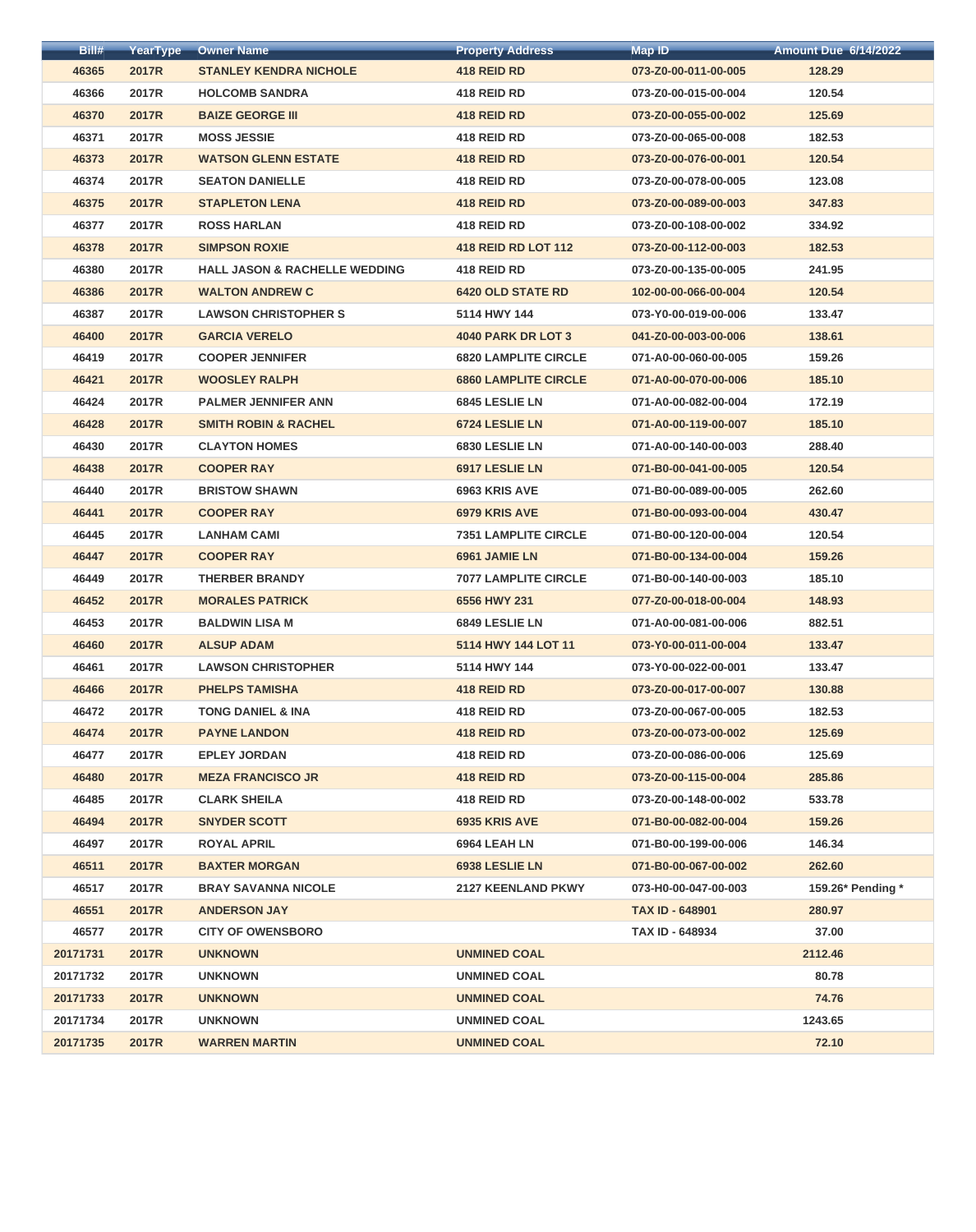| Bill# | YearType | Owner Name | Property Address | Map ID | Amount Due 6/14/2022 |
| --- | --- | --- | --- | --- | --- |
| 46365 | 2017R | STANLEY KENDRA NICHOLE | 418 REID RD | 073-Z0-00-011-00-005 | 128.29 |
| 46366 | 2017R | HOLCOMB SANDRA | 418 REID RD | 073-Z0-00-015-00-004 | 120.54 |
| 46370 | 2017R | BAIZE GEORGE III | 418 REID RD | 073-Z0-00-055-00-002 | 125.69 |
| 46371 | 2017R | MOSS JESSIE | 418 REID RD | 073-Z0-00-065-00-008 | 182.53 |
| 46373 | 2017R | WATSON GLENN ESTATE | 418 REID RD | 073-Z0-00-076-00-001 | 120.54 |
| 46374 | 2017R | SEATON DANIELLE | 418 REID RD | 073-Z0-00-078-00-005 | 123.08 |
| 46375 | 2017R | STAPLETON LENA | 418 REID RD | 073-Z0-00-089-00-003 | 347.83 |
| 46377 | 2017R | ROSS HARLAN | 418 REID RD | 073-Z0-00-108-00-002 | 334.92 |
| 46378 | 2017R | SIMPSON ROXIE | 418 REID RD LOT 112 | 073-Z0-00-112-00-003 | 182.53 |
| 46380 | 2017R | HALL JASON & RACHELLE WEDDING | 418 REID RD | 073-Z0-00-135-00-005 | 241.95 |
| 46386 | 2017R | WALTON ANDREW C | 6420 OLD STATE RD | 102-00-00-066-00-004 | 120.54 |
| 46387 | 2017R | LAWSON CHRISTOPHER S | 5114 HWY 144 | 073-Y0-00-019-00-006 | 133.47 |
| 46400 | 2017R | GARCIA VERELO | 4040 PARK DR LOT 3 | 041-Z0-00-003-00-006 | 138.61 |
| 46419 | 2017R | COOPER JENNIFER | 6820 LAMPLITE CIRCLE | 071-A0-00-060-00-005 | 159.26 |
| 46421 | 2017R | WOOSLEY RALPH | 6860 LAMPLITE CIRCLE | 071-A0-00-070-00-006 | 185.10 |
| 46424 | 2017R | PALMER JENNIFER ANN | 6845 LESLIE LN | 071-A0-00-082-00-004 | 172.19 |
| 46428 | 2017R | SMITH ROBIN & RACHEL | 6724 LESLIE LN | 071-A0-00-119-00-007 | 185.10 |
| 46430 | 2017R | CLAYTON HOMES | 6830 LESLIE LN | 071-A0-00-140-00-003 | 288.40 |
| 46438 | 2017R | COOPER RAY | 6917 LESLIE LN | 071-B0-00-041-00-005 | 120.54 |
| 46440 | 2017R | BRISTOW SHAWN | 6963 KRIS AVE | 071-B0-00-089-00-005 | 262.60 |
| 46441 | 2017R | COOPER RAY | 6979 KRIS AVE | 071-B0-00-093-00-004 | 430.47 |
| 46445 | 2017R | LANHAM CAMI | 7351 LAMPLITE CIRCLE | 071-B0-00-120-00-004 | 120.54 |
| 46447 | 2017R | COOPER RAY | 6961 JAMIE LN | 071-B0-00-134-00-004 | 159.26 |
| 46449 | 2017R | THERBER BRANDY | 7077 LAMPLITE CIRCLE | 071-B0-00-140-00-003 | 185.10 |
| 46452 | 2017R | MORALES PATRICK | 6556 HWY 231 | 077-Z0-00-018-00-004 | 148.93 |
| 46453 | 2017R | BALDWIN LISA M | 6849 LESLIE LN | 071-A0-00-081-00-006 | 882.51 |
| 46460 | 2017R | ALSUP ADAM | 5114 HWY 144 LOT 11 | 073-Y0-00-011-00-004 | 133.47 |
| 46461 | 2017R | LAWSON CHRISTOPHER | 5114 HWY 144 | 073-Y0-00-022-00-001 | 133.47 |
| 46466 | 2017R | PHELPS TAMISHA | 418 REID RD | 073-Z0-00-017-00-007 | 130.88 |
| 46472 | 2017R | TONG DANIEL & INA | 418 REID RD | 073-Z0-00-067-00-005 | 182.53 |
| 46474 | 2017R | PAYNE LANDON | 418 REID RD | 073-Z0-00-073-00-002 | 125.69 |
| 46477 | 2017R | EPLEY JORDAN | 418 REID RD | 073-Z0-00-086-00-006 | 125.69 |
| 46480 | 2017R | MEZA FRANCISCO JR | 418 REID RD | 073-Z0-00-115-00-004 | 285.86 |
| 46485 | 2017R | CLARK SHEILA | 418 REID RD | 073-Z0-00-148-00-002 | 533.78 |
| 46494 | 2017R | SNYDER SCOTT | 6935 KRIS AVE | 071-B0-00-082-00-004 | 159.26 |
| 46497 | 2017R | ROYAL APRIL | 6964 LEAH LN | 071-B0-00-199-00-006 | 146.34 |
| 46511 | 2017R | BAXTER MORGAN | 6938 LESLIE LN | 071-B0-00-067-00-002 | 262.60 |
| 46517 | 2017R | BRAY SAVANNA NICOLE | 2127 KEENLAND PKWY | 073-H0-00-047-00-003 | 159.26* Pending * |
| 46551 | 2017R | ANDERSON JAY | | TAX ID - 648901 | 280.97 |
| 46577 | 2017R | CITY OF OWENSBORO | | TAX ID - 648934 | 37.00 |
| 20171731 | 2017R | UNKNOWN | UNMINED COAL | | 2112.46 |
| 20171732 | 2017R | UNKNOWN | UNMINED COAL | | 80.78 |
| 20171733 | 2017R | UNKNOWN | UNMINED COAL | | 74.76 |
| 20171734 | 2017R | UNKNOWN | UNMINED COAL | | 1243.65 |
| 20171735 | 2017R | WARREN MARTIN | UNMINED COAL | | 72.10 |